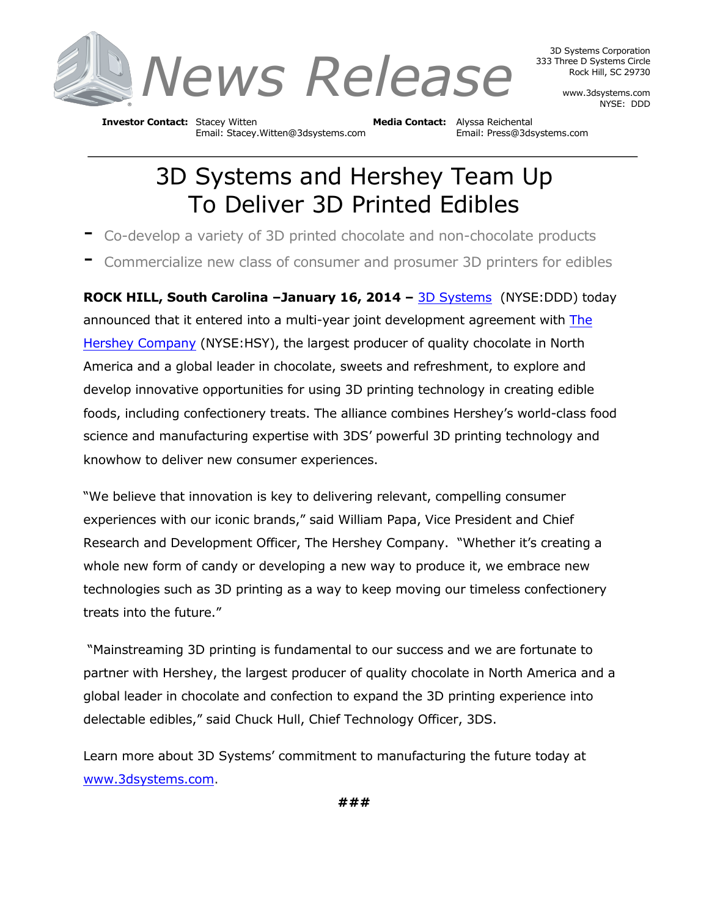# News Release

3D Systems Corporation
333 Three D Systems Circle
Rock Hill, SC 29730

www.3dsystems.com
NYSE: DDD

**Investor Contact:** Stacey Witten
Email: Stacey.Witten@3dsystems.com

**Media Contact:** Alyssa Reichental
Email: Press@3dsystems.com

---

## 3D Systems and Hershey Team Up To Deliver 3D Printed Edibles

- Co-develop a variety of 3D printed chocolate and non-chocolate products
- Commercialize new class of consumer and prosumer 3D printers for edibles

**ROCK HILL, South Carolina –January 16, 2014 –** 3D Systems (NYSE:DDD) today announced that it entered into a multi-year joint development agreement with The Hershey Company (NYSE:HSY), the largest producer of quality chocolate in North America and a global leader in chocolate, sweets and refreshment, to explore and develop innovative opportunities for using 3D printing technology in creating edible foods, including confectionery treats. The alliance combines Hershey's world-class food science and manufacturing expertise with 3DS' powerful 3D printing technology and knowhow to deliver new consumer experiences.

"We believe that innovation is key to delivering relevant, compelling consumer experiences with our iconic brands," said William Papa, Vice President and Chief Research and Development Officer, The Hershey Company. "Whether it's creating a whole new form of candy or developing a new way to produce it, we embrace new technologies such as 3D printing as a way to keep moving our timeless confectionery treats into the future."

"Mainstreaming 3D printing is fundamental to our success and we are fortunate to partner with Hershey, the largest producer of quality chocolate in North America and a global leader in chocolate and confection to expand the 3D printing experience into delectable edibles," said Chuck Hull, Chief Technology Officer, 3DS.

Learn more about 3D Systems' commitment to manufacturing the future today at www.3dsystems.com.

###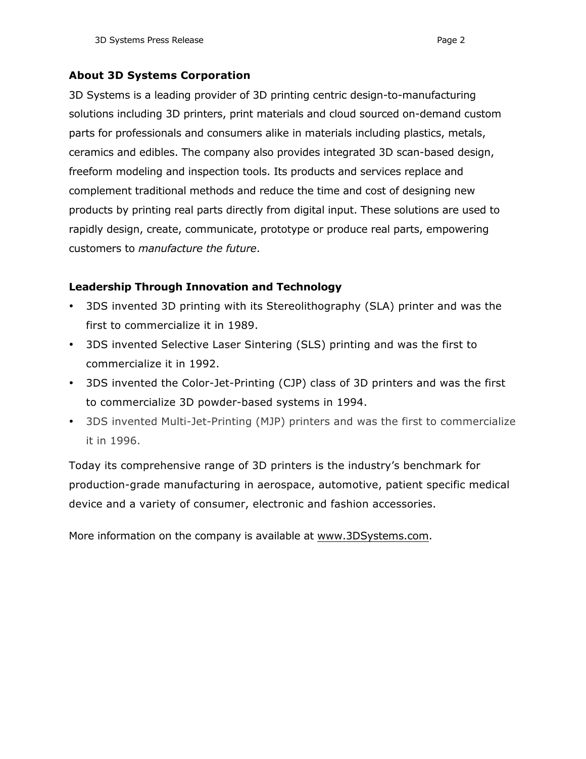## About 3D Systems Corporation

3D Systems is a leading provider of 3D printing centric design-to-manufacturing solutions including 3D printers, print materials and cloud sourced on-demand custom parts for professionals and consumers alike in materials including plastics, metals, ceramics and edibles. The company also provides integrated 3D scan-based design, freeform modeling and inspection tools. Its products and services replace and complement traditional methods and reduce the time and cost of designing new products by printing real parts directly from digital input. These solutions are used to rapidly design, create, communicate, prototype or produce real parts, empowering customers to *manufacture the future*.

## Leadership Through Innovation and Technology

- 3DS invented 3D printing with its Stereolithography (SLA) printer and was the first to commercialize it in 1989.
- 3DS invented Selective Laser Sintering (SLS) printing and was the first to commercialize it in 1992.
- 3DS invented the Color-Jet-Printing (CJP) class of 3D printers and was the first to commercialize 3D powder-based systems in 1994.
- 3DS invented Multi-Jet-Printing (MJP) printers and was the first to commercialize it in 1996.

Today its comprehensive range of 3D printers is the industry's benchmark for production-grade manufacturing in aerospace, automotive, patient specific medical device and a variety of consumer, electronic and fashion accessories.

More information on the company is available at www.3DSystems.com.